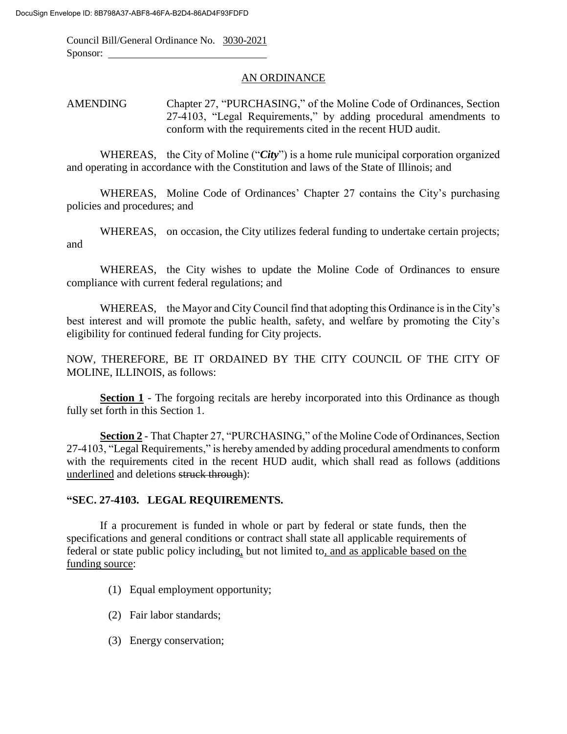Council Bill/General Ordinance No. <u>3030-2021</u>
Sponsor: ______________________________

<u>AN ORDINANCE</u>

AMENDING Chapter 27, "PURCHASING," of the Moline Code of Ordinances, Section 27-4103, "Legal Requirements," by adding procedural amendments to conform with the requirements cited in the recent HUD audit.

WHEREAS, the City of Moline ("***City***") is a home rule municipal corporation organized and operating in accordance with the Constitution and laws of the State of Illinois; and

WHEREAS, Moline Code of Ordinances' Chapter 27 contains the City's purchasing policies and procedures; and

WHEREAS, on occasion, the City utilizes federal funding to undertake certain projects; and

WHEREAS, the City wishes to update the Moline Code of Ordinances to ensure compliance with current federal regulations; and

WHEREAS, the Mayor and City Council find that adopting this Ordinance is in the City's best interest and will promote the public health, safety, and welfare by promoting the City's eligibility for continued federal funding for City projects.

NOW, THEREFORE, BE IT ORDAINED BY THE CITY COUNCIL OF THE CITY OF MOLINE, ILLINOIS, as follows:

**<u>Section 1</u>** - The forgoing recitals are hereby incorporated into this Ordinance as though fully set forth in this Section 1.

**<u>Section 2</u>** - That Chapter 27, "PURCHASING," of the Moline Code of Ordinances, Section 27-4103, "Legal Requirements," is hereby amended by adding procedural amendments to conform with the requirements cited in the recent HUD audit, which shall read as follows (additions <u>underlined</u> and deletions ~~struck through~~):

**"SEC. 27-4103. LEGAL REQUIREMENTS.**

If a procurement is funded in whole or part by federal or state funds, then the specifications and general conditions or contract shall state all applicable requirements of federal or state public policy including<u>,</u> but not limited to<u>, and as applicable based on the funding source</u>:

(1) Equal employment opportunity;

(2) Fair labor standards;

(3) Energy conservation;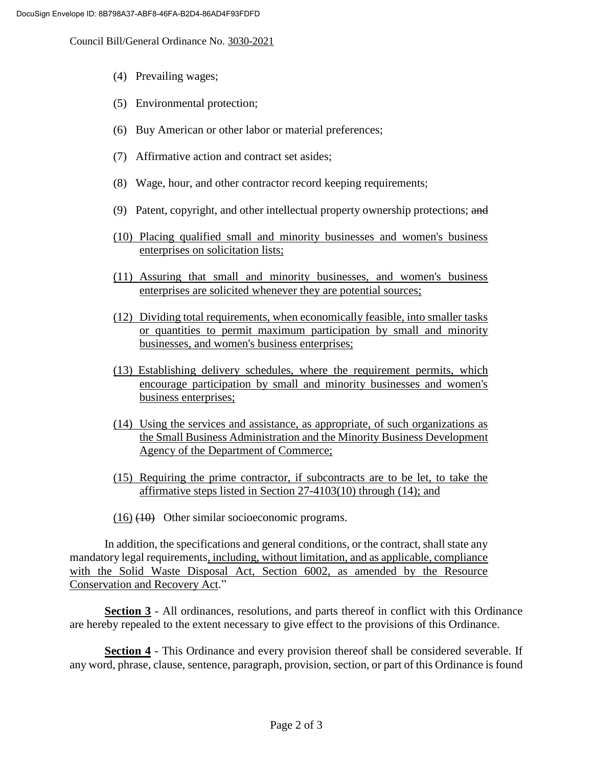(4) Prevailing wages;

(5) Environmental protection;

(6) Buy American or other labor or material preferences;

(7) Affirmative action and contract set asides;

(8) Wage, hour, and other contractor record keeping requirements;

(9) Patent, copyright, and other intellectual property ownership protections; ~~and~~

<u>(10) Placing qualified small and minority businesses and women's business enterprises on solicitation lists;</u>

<u>(11) Assuring that small and minority businesses, and women's business enterprises are solicited whenever they are potential sources;</u>

<u>(12) Dividing total requirements, when economically feasible, into smaller tasks or quantities to permit maximum participation by small and minority businesses, and women's business enterprises;</u>

<u>(13) Establishing delivery schedules, where the requirement permits, which encourage participation by small and minority businesses and women's business enterprises;</u>

<u>(14) Using the services and assistance, as appropriate, of such organizations as the Small Business Administration and the Minority Business Development Agency of the Department of Commerce;</u>

<u>(15) Requiring the prime contractor, if subcontracts are to be let, to take the affirmative steps listed in Section 27-4103(10) through (14); and</u>

<u>(16)</u> ~~(10)~~ Other similar socioeconomic programs.

In addition, the specifications and general conditions, or the contract, shall state any mandatory legal requirements<u>, including, without limitation, and as applicable, compliance with the Solid Waste Disposal Act, Section 6002, as amended by the Resource Conservation and Recovery Act</u>."

**<u>Section 3</u>** - All ordinances, resolutions, and parts thereof in conflict with this Ordinance are hereby repealed to the extent necessary to give effect to the provisions of this Ordinance.

**<u>Section 4</u>** - This Ordinance and every provision thereof shall be considered severable. If any word, phrase, clause, sentence, paragraph, provision, section, or part of this Ordinance is found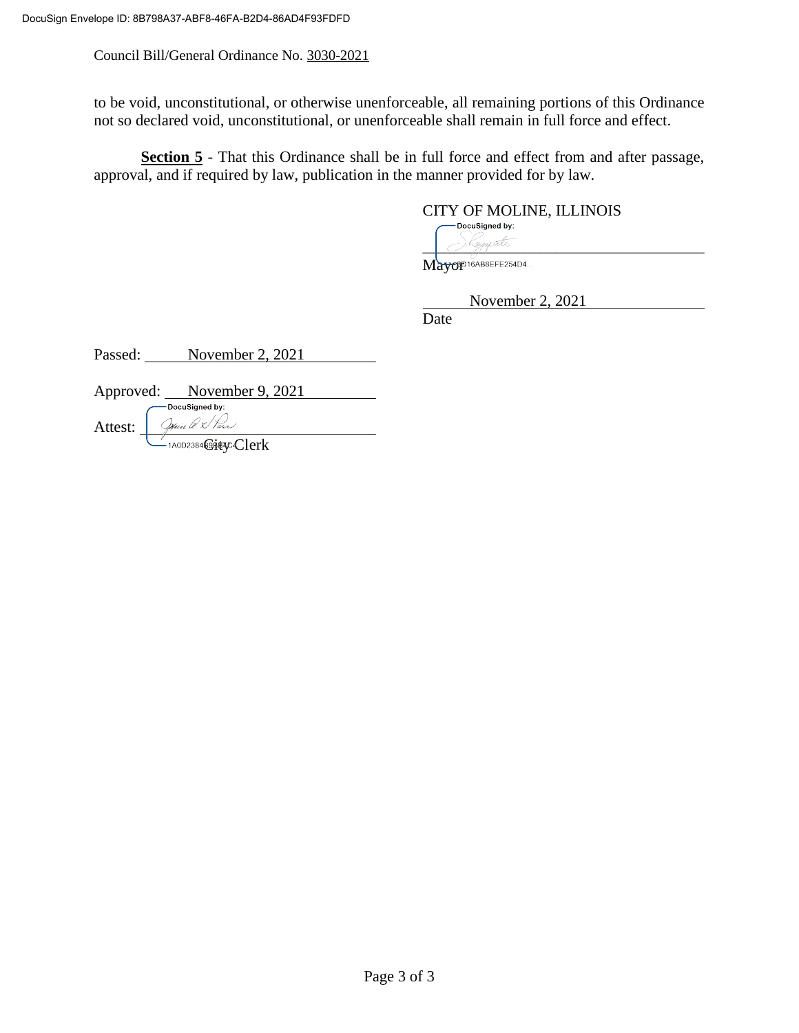Council Bill/General Ordinance No. 3030-2021

to be void, unconstitutional, or otherwise unenforceable, all remaining portions of this Ordinance not so declared void, unconstitutional, or unenforceable shall remain in full force and effect.

**Section 5** - That this Ordinance shall be in full force and effect from and after passage, approval, and if required by law, publication in the manner provided for by law.

CITY OF MOLINE, ILLINOIS

DocuSigned by:

Mayor

November 2, 2021

Date

Passed: November 2, 2021

Approved: November 9, 2021

Attest: DocuSigned by:

City Clerk